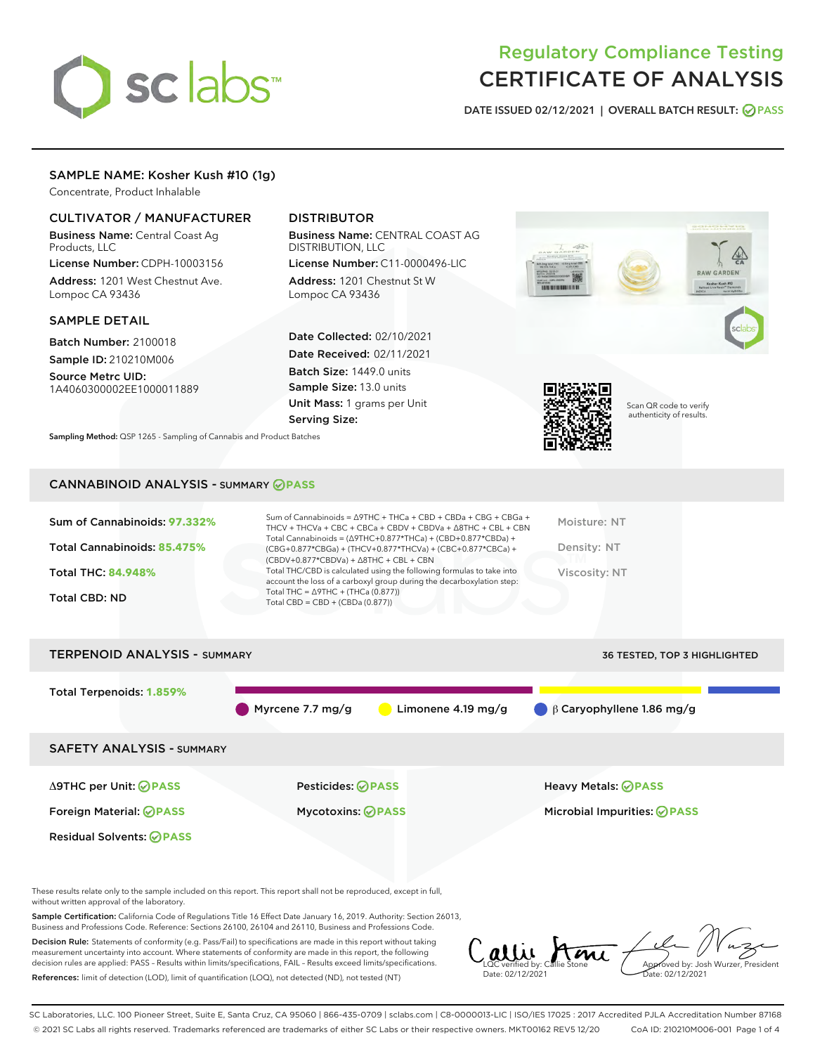# Regulatory Compliance Testing
# CERTIFICATE OF ANALYSIS

DATE ISSUED 02/12/2021 | OVERALL BATCH RESULT: PASS

## SAMPLE NAME: Kosher Kush #10 (1g)

Concentrate, Product Inhalable

### CULTIVATOR / MANUFACTURER

**Business Name:** Central Coast Ag Products, LLC
**License Number:** CDPH-10003156
**Address:** 1201 West Chestnut Ave. Lompoc CA 93436

### DISTRIBUTOR

**Business Name:** CENTRAL COAST AG DISTRIBUTION, LLC
**License Number:** C11-0000496-LIC
**Address:** 1201 Chestnut St W Lompoc CA 93436

### SAMPLE DETAIL

**Batch Number:** 2100018
**Sample ID:** 210210M006
**Source Metrc UID:** 1A4060300002EE1000011889

**Date Collected:** 02/10/2021
**Date Received:** 02/11/2021
**Batch Size:** 1449.0 units
**Sample Size:** 13.0 units
**Unit Mass:** 1 grams per Unit
**Serving Size:**

Scan QR code to verify authenticity of results.

**Sampling Method:** QSP 1265 - Sampling of Cannabis and Product Batches

## CANNABINOID ANALYSIS - SUMMARY PASS

**Sum of Cannabinoids:** 97.332%
**Total Cannabinoids:** 85.475%
**Total THC:** 84.948%
**Total CBD:** ND

Sum of Cannabinoids = Δ9THC + THCa + CBD + CBDa + CBG + CBGa + THCV + THCVa + CBC + CBCa + CBDV + CBDVa + Δ8THC + CBL + CBN
Total Cannabinoids = (Δ9THC+0.877*THCa) + (CBD+0.877*CBDa) + (CBG+0.877*CBGa) + (THCV+0.877*THCVa) + (CBC+0.877*CBCa) + (CBDV+0.877*CBDVa) + Δ8THC + CBL + CBN
Total THC/CBD is calculated using the following formulas to take into account the loss of a carboxyl group during the decarboxylation step:
Total THC = Δ9THC + (THCa (0.877))
Total CBD = CBD + (CBDa (0.877))

Moisture: NT
Density: NT
Viscosity: NT

## TERPENOID ANALYSIS - SUMMARY

36 TESTED, TOP 3 HIGHLIGHTED

**Total Terpenoids:** 1.859%

Myrcene 7.7 mg/g | Limonene 4.19 mg/g | β Caryophyllene 1.86 mg/g

## SAFETY ANALYSIS - SUMMARY

| | | |
|---|---|---|
| Δ9THC per Unit: PASS | Pesticides: PASS | Heavy Metals: PASS |
| Foreign Material: PASS | Mycotoxins: PASS | Microbial Impurities: PASS |
| Residual Solvents: PASS | | |

These results relate only to the sample included on this report. This report shall not be reproduced, except in full, without written approval of the laboratory.

**Sample Certification:** California Code of Regulations Title 16 Effect Date January 16, 2019. Authority: Section 26013, Business and Professions Code. Reference: Sections 26100, 26104 and 26110, Business and Professions Code.

**Decision Rule:** Statements of conformity (e.g. Pass/Fail) to specifications are made in this report without taking measurement uncertainty into account. Where statements of conformity are made in this report, the following decision rules are applied: PASS – Results within limits/specifications, FAIL – Results exceed limits/specifications.

**References:** limit of detection (LOD), limit of quantification (LOQ), not detected (ND), not tested (NT)

LQC verified by: Callie Stone
Date: 02/12/2021

Approved by: Josh Wurzer, President
Date: 02/12/2021

SC Laboratories, LLC. 100 Pioneer Street, Suite E, Santa Cruz, CA 95060 | 866-435-0709 | sclabs.com | C8-0000013-LIC | ISO/IES 17025 : 2017 Accredited PJLA Accreditation Number 87168
© 2021 SC Labs all rights reserved. Trademarks referenced are trademarks of either SC Labs or their respective owners. MKT00162 REV5 12/20 CoA ID: 210210M006-001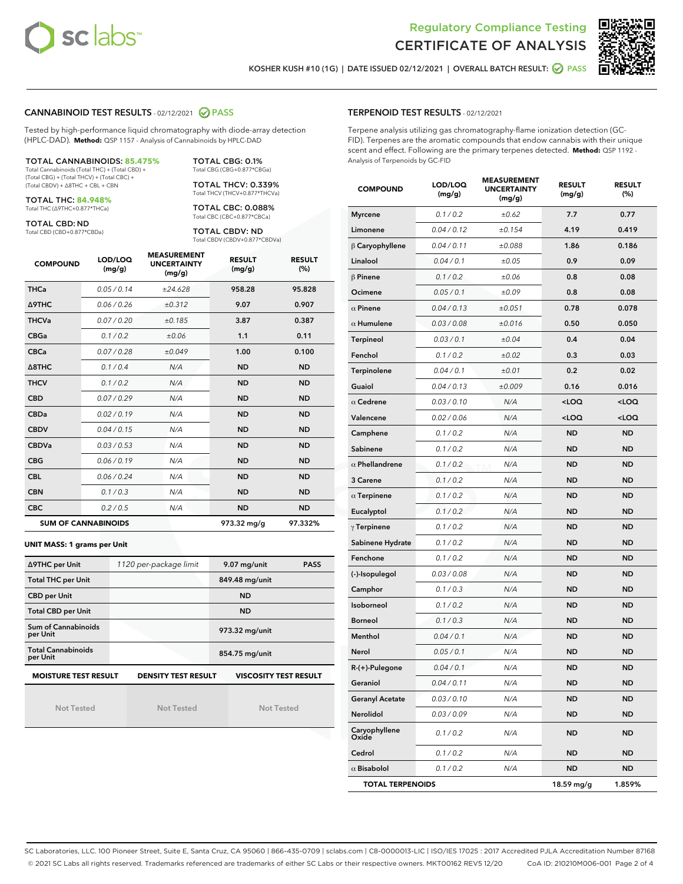Regulatory Compliance Testing
# CERTIFICATE OF ANALYSIS

KOSHER KUSH #10 (1G) | DATE ISSUED 02/12/2021 | OVERALL BATCH RESULT: PASS

## CANNABINOID TEST RESULTS - 02/12/2021 PASS

Tested by high-performance liquid chromatography with diode-array detection (HPLC-DAD). **Method:** QSP 1157 - Analysis of Cannabinoids by HPLC-DAD

**TOTAL CANNABINOIDS: 85.475%**
Total Cannabinoids (Total THC) + (Total CBD) + (Total CBG) + (Total THCV) + (Total CBC) + (Total CBDV) + Δ8THC + CBL + CBN

**TOTAL THC: 84.948%**
Total THC (Δ9THC+0.877*THCa)

**TOTAL CBD: ND**
Total CBD (CBD+0.877*CBDa)

**TOTAL CBG: 0.1%**
Total CBG (CBG+0.877*CBGa)

**TOTAL THCV: 0.339%**
Total THCV (THCV+0.877*THCVa)

**TOTAL CBC: 0.088%**
Total CBC (CBC+0.877*CBCa)

**TOTAL CBDV: ND**
Total CBDV (CBDV+0.877*CBDVa)

| COMPOUND | LOD/LOQ (mg/g) | MEASUREMENT UNCERTAINTY (mg/g) | RESULT (mg/g) | RESULT (%) |
|---|---|---|---|---|
| THCa | 0.05 / 0.14 | ±24.628 | 958.28 | 95.828 |
| Δ9THC | 0.06 / 0.26 | ±0.312 | 9.07 | 0.907 |
| THCVa | 0.07 / 0.20 | ±0.185 | 3.87 | 0.387 |
| CBGa | 0.1 / 0.2 | ±0.06 | 1.1 | 0.11 |
| CBCa | 0.07 / 0.28 | ±0.049 | 1.00 | 0.100 |
| Δ8THC | 0.1 / 0.4 | N/A | ND | ND |
| THCV | 0.1 / 0.2 | N/A | ND | ND |
| CBD | 0.07 / 0.29 | N/A | ND | ND |
| CBDa | 0.02 / 0.19 | N/A | ND | ND |
| CBDV | 0.04 / 0.15 | N/A | ND | ND |
| CBDVa | 0.03 / 0.53 | N/A | ND | ND |
| CBG | 0.06 / 0.19 | N/A | ND | ND |
| CBL | 0.06 / 0.24 | N/A | ND | ND |
| CBN | 0.1 / 0.3 | N/A | ND | ND |
| CBC | 0.2 / 0.5 | N/A | ND | ND |
| **SUM OF CANNABINOIDS** | | | 973.32 mg/g | 97.332% |

**UNIT MASS: 1 grams per Unit**

| | | | |
|---|---|---|---|
| Δ9THC per Unit | 1120 per-package limit | 9.07 mg/unit | PASS |
| Total THC per Unit | | 849.48 mg/unit | |
| CBD per Unit | | ND | |
| Total CBD per Unit | | ND | |
| Sum of Cannabinoids per Unit | | 973.32 mg/unit | |
| Total Cannabinoids per Unit | | 854.75 mg/unit | |

| MOISTURE TEST RESULT | DENSITY TEST RESULT | VISCOSITY TEST RESULT |
|---|---|---|
| Not Tested | Not Tested | Not Tested |

## TERPENOID TEST RESULTS - 02/12/2021

Terpene analysis utilizing gas chromatography-flame ionization detection (GC-FID). Terpenes are the aromatic compounds that endow cannabis with their unique scent and effect. Following are the primary terpenes detected. **Method:** QSP 1192 - Analysis of Terpenoids by GC-FID

| COMPOUND | LOD/LOQ (mg/g) | MEASUREMENT UNCERTAINTY (mg/g) | RESULT (mg/g) | RESULT (%) |
|---|---|---|---|---|
| Myrcene | 0.1 / 0.2 | ±0.62 | 7.7 | 0.77 |
| Limonene | 0.04 / 0.12 | ±0.154 | 4.19 | 0.419 |
| β Caryophyllene | 0.04 / 0.11 | ±0.088 | 1.86 | 0.186 |
| Linalool | 0.04 / 0.1 | ±0.05 | 0.9 | 0.09 |
| β Pinene | 0.1 / 0.2 | ±0.06 | 0.8 | 0.08 |
| Ocimene | 0.05 / 0.1 | ±0.09 | 0.8 | 0.08 |
| α Pinene | 0.04 / 0.13 | ±0.051 | 0.78 | 0.078 |
| α Humulene | 0.03 / 0.08 | ±0.016 | 0.50 | 0.050 |
| Terpineol | 0.03 / 0.1 | ±0.04 | 0.4 | 0.04 |
| Fenchol | 0.1 / 0.2 | ±0.02 | 0.3 | 0.03 |
| Terpinolene | 0.04 / 0.1 | ±0.01 | 0.2 | 0.02 |
| Guaiol | 0.04 / 0.13 | ±0.009 | 0.16 | 0.016 |
| α Cedrene | 0.03 / 0.10 | N/A | <LOQ | <LOQ |
| Valencene | 0.02 / 0.06 | N/A | <LOQ | <LOQ |
| Camphene | 0.1 / 0.2 | N/A | ND | ND |
| Sabinene | 0.1 / 0.2 | N/A | ND | ND |
| α Phellandrene | 0.1 / 0.2 | N/A | ND | ND |
| 3 Carene | 0.1 / 0.2 | N/A | ND | ND |
| α Terpinene | 0.1 / 0.2 | N/A | ND | ND |
| Eucalyptol | 0.1 / 0.2 | N/A | ND | ND |
| γ Terpinene | 0.1 / 0.2 | N/A | ND | ND |
| Sabinene Hydrate | 0.1 / 0.2 | N/A | ND | ND |
| Fenchone | 0.1 / 0.2 | N/A | ND | ND |
| (-)-Isopulegol | 0.03 / 0.08 | N/A | ND | ND |
| Camphor | 0.1 / 0.3 | N/A | ND | ND |
| Isoborneol | 0.1 / 0.2 | N/A | ND | ND |
| Borneol | 0.1 / 0.3 | N/A | ND | ND |
| Menthol | 0.04 / 0.1 | N/A | ND | ND |
| Nerol | 0.05 / 0.1 | N/A | ND | ND |
| R-(+)-Pulegone | 0.04 / 0.1 | N/A | ND | ND |
| Geraniol | 0.04 / 0.11 | N/A | ND | ND |
| Geranyl Acetate | 0.03 / 0.10 | N/A | ND | ND |
| Nerolidol | 0.03 / 0.09 | N/A | ND | ND |
| Caryophyllene Oxide | 0.1 / 0.2 | N/A | ND | ND |
| Cedrol | 0.1 / 0.2 | N/A | ND | ND |
| α Bisabolol | 0.1 / 0.2 | N/A | ND | ND |
| **TOTAL TERPENOIDS** | | | 18.59 mg/g | 1.859% |

SC Laboratories, LLC. 100 Pioneer Street, Suite E, Santa Cruz, CA 95060 | 866-435-0709 | sclabs.com | C8-0000013-LIC | ISO/IES 17025 : 2017 Accredited PJLA Accreditation Number 87168
© 2021 SC Labs all rights reserved. Trademarks referenced are trademarks of either SC Labs or their respective owners. MKT00162 REV5 12/20 CoA ID: 210210M006-001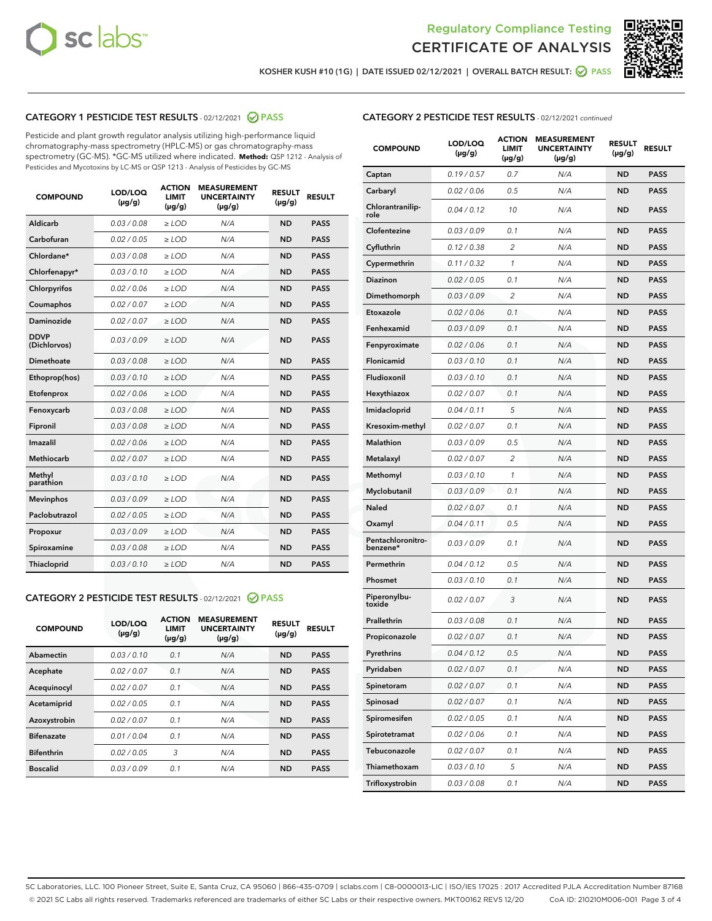# Regulatory Compliance Testing
# CERTIFICATE OF ANALYSIS

KOSHER KUSH #10 (1G) | DATE ISSUED 02/12/2021 | OVERALL BATCH RESULT: PASS

## CATEGORY 1 PESTICIDE TEST RESULTS - 02/12/2021 PASS

Pesticide and plant growth regulator analysis utilizing high-performance liquid chromatography-mass spectrometry (HPLC-MS) or gas chromatography-mass spectrometry (GC-MS). *GC-MS utilized where indicated. **Method:** QSP 1212 - Analysis of Pesticides and Mycotoxins by LC-MS or QSP 1213 - Analysis of Pesticides by GC-MS

| COMPOUND | LOD/LOQ (µg/g) | ACTION LIMIT (µg/g) | MEASUREMENT UNCERTAINTY (µg/g) | RESULT (µg/g) | RESULT |
|---|---|---|---|---|---|
| Aldicarb | 0.03 / 0.08 | ≥ LOD | N/A | ND | PASS |
| Carbofuran | 0.02 / 0.05 | ≥ LOD | N/A | ND | PASS |
| Chlordane* | 0.03 / 0.08 | ≥ LOD | N/A | ND | PASS |
| Chlorfenapyr* | 0.03 / 0.10 | ≥ LOD | N/A | ND | PASS |
| Chlorpyrifos | 0.02 / 0.06 | ≥ LOD | N/A | ND | PASS |
| Coumaphos | 0.02 / 0.07 | ≥ LOD | N/A | ND | PASS |
| Daminozide | 0.02 / 0.07 | ≥ LOD | N/A | ND | PASS |
| DDVP (Dichlorvos) | 0.03 / 0.09 | ≥ LOD | N/A | ND | PASS |
| Dimethoate | 0.03 / 0.08 | ≥ LOD | N/A | ND | PASS |
| Ethoprop(hos) | 0.03 / 0.10 | ≥ LOD | N/A | ND | PASS |
| Etofenprox | 0.02 / 0.06 | ≥ LOD | N/A | ND | PASS |
| Fenoxycarb | 0.03 / 0.08 | ≥ LOD | N/A | ND | PASS |
| Fipronil | 0.03 / 0.08 | ≥ LOD | N/A | ND | PASS |
| Imazalil | 0.02 / 0.06 | ≥ LOD | N/A | ND | PASS |
| Methiocarb | 0.02 / 0.07 | ≥ LOD | N/A | ND | PASS |
| Methyl parathion | 0.03 / 0.10 | ≥ LOD | N/A | ND | PASS |
| Mevinphos | 0.03 / 0.09 | ≥ LOD | N/A | ND | PASS |
| Paclobutrazol | 0.02 / 0.05 | ≥ LOD | N/A | ND | PASS |
| Propoxur | 0.03 / 0.09 | ≥ LOD | N/A | ND | PASS |
| Spiroxamine | 0.03 / 0.08 | ≥ LOD | N/A | ND | PASS |
| Thiacloprid | 0.03 / 0.10 | ≥ LOD | N/A | ND | PASS |

## CATEGORY 2 PESTICIDE TEST RESULTS - 02/12/2021 PASS

| COMPOUND | LOD/LOQ (µg/g) | ACTION LIMIT (µg/g) | MEASUREMENT UNCERTAINTY (µg/g) | RESULT (µg/g) | RESULT |
|---|---|---|---|---|---|
| Abamectin | 0.03 / 0.10 | 0.1 | N/A | ND | PASS |
| Acephate | 0.02 / 0.07 | 0.1 | N/A | ND | PASS |
| Acequinocyl | 0.02 / 0.07 | 0.1 | N/A | ND | PASS |
| Acetamiprid | 0.02 / 0.05 | 0.1 | N/A | ND | PASS |
| Azoxystrobin | 0.02 / 0.07 | 0.1 | N/A | ND | PASS |
| Bifenazate | 0.01 / 0.04 | 0.1 | N/A | ND | PASS |
| Bifenthrin | 0.02 / 0.05 | 3 | N/A | ND | PASS |
| Boscalid | 0.03 / 0.09 | 0.1 | N/A | ND | PASS |
| Captan | 0.19 / 0.57 | 0.7 | N/A | ND | PASS |
| Carbaryl | 0.02 / 0.06 | 0.5 | N/A | ND | PASS |
| Chlorantraniliprole | 0.04 / 0.12 | 10 | N/A | ND | PASS |
| Clofentezine | 0.03 / 0.09 | 0.1 | N/A | ND | PASS |
| Cyfluthrin | 0.12 / 0.38 | 2 | N/A | ND | PASS |
| Cypermethrin | 0.11 / 0.32 | 1 | N/A | ND | PASS |
| Diazinon | 0.02 / 0.05 | 0.1 | N/A | ND | PASS |
| Dimethomorph | 0.03 / 0.09 | 2 | N/A | ND | PASS |
| Etoxazole | 0.02 / 0.06 | 0.1 | N/A | ND | PASS |
| Fenhexamid | 0.03 / 0.09 | 0.1 | N/A | ND | PASS |
| Fenpyroximate | 0.02 / 0.06 | 0.1 | N/A | ND | PASS |
| Flonicamid | 0.03 / 0.10 | 0.1 | N/A | ND | PASS |
| Fludioxonil | 0.03 / 0.10 | 0.1 | N/A | ND | PASS |
| Hexythiazox | 0.02 / 0.07 | 0.1 | N/A | ND | PASS |
| Imidacloprid | 0.04 / 0.11 | 5 | N/A | ND | PASS |
| Kresoxim-methyl | 0.02 / 0.07 | 0.1 | N/A | ND | PASS |
| Malathion | 0.03 / 0.09 | 0.5 | N/A | ND | PASS |
| Metalaxyl | 0.02 / 0.07 | 2 | N/A | ND | PASS |
| Methomyl | 0.03 / 0.10 | 1 | N/A | ND | PASS |
| Myclobutanil | 0.03 / 0.09 | 0.1 | N/A | ND | PASS |
| Naled | 0.02 / 0.07 | 0.1 | N/A | ND | PASS |
| Oxamyl | 0.04 / 0.11 | 0.5 | N/A | ND | PASS |
| Pentachloronitrobenzene* | 0.03 / 0.09 | 0.1 | N/A | ND | PASS |
| Permethrin | 0.04 / 0.12 | 0.5 | N/A | ND | PASS |
| Phosmet | 0.03 / 0.10 | 0.1 | N/A | ND | PASS |
| Piperonylbutoxide | 0.02 / 0.07 | 3 | N/A | ND | PASS |
| Prallethrin | 0.03 / 0.08 | 0.1 | N/A | ND | PASS |
| Propiconazole | 0.02 / 0.07 | 0.1 | N/A | ND | PASS |
| Pyrethrins | 0.04 / 0.12 | 0.5 | N/A | ND | PASS |
| Pyridaben | 0.02 / 0.07 | 0.1 | N/A | ND | PASS |
| Spinetoram | 0.02 / 0.07 | 0.1 | N/A | ND | PASS |
| Spinosad | 0.02 / 0.07 | 0.1 | N/A | ND | PASS |
| Spiromesifen | 0.02 / 0.05 | 0.1 | N/A | ND | PASS |
| Spirotetramat | 0.02 / 0.06 | 0.1 | N/A | ND | PASS |
| Tebuconazole | 0.02 / 0.07 | 0.1 | N/A | ND | PASS |
| Thiamethoxam | 0.03 / 0.10 | 5 | N/A | ND | PASS |
| Trifloxystrobin | 0.03 / 0.08 | 0.1 | N/A | ND | PASS |

SC Laboratories, LLC. 100 Pioneer Street, Suite E, Santa Cruz, CA 95060 | 866-435-0709 | sclabs.com | C8-0000013-LIC | ISO/IES 17025 : 2017 Accredited PJLA Accreditation Number 87168
© 2021 SC Labs all rights reserved. Trademarks referenced are trademarks of either SC Labs or their respective owners. MKT00162 REV5 12/20 CoA ID: 210210M006-001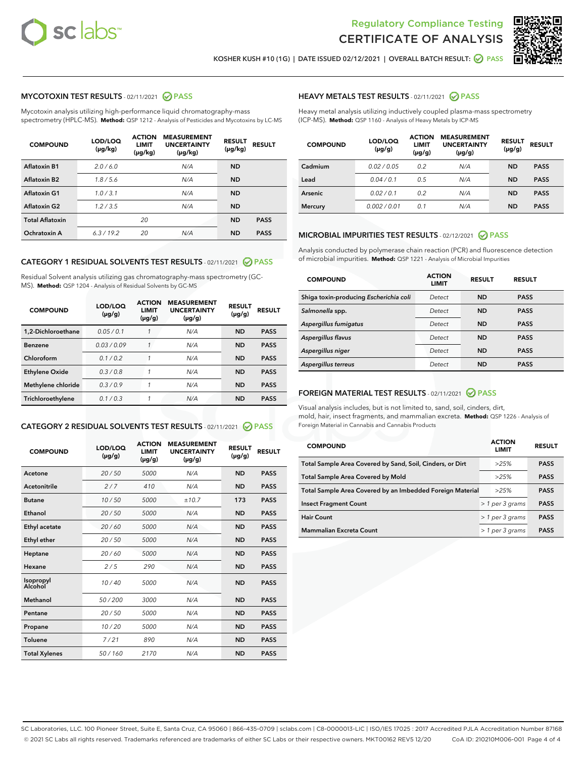Regulatory Compliance Testing
CERTIFICATE OF ANALYSIS

KOSHER KUSH #10 (1G) | DATE ISSUED 02/12/2021 | OVERALL BATCH RESULT: PASS

## MYCOTOXIN TEST RESULTS - 02/11/2021 PASS

Mycotoxin analysis utilizing high-performance liquid chromatography-mass spectrometry (HPLC-MS). **Method:** QSP 1212 - Analysis of Pesticides and Mycotoxins by LC-MS

| COMPOUND | LOD/LOQ (μg/kg) | ACTION LIMIT (μg/kg) | MEASUREMENT UNCERTAINTY (μg/kg) | RESULT (μg/kg) | RESULT |
|---|---|---|---|---|---|
| Aflatoxin B1 | 2.0 / 6.0 | | N/A | ND | |
| Aflatoxin B2 | 1.8 / 5.6 | | N/A | ND | |
| Aflatoxin G1 | 1.0 / 3.1 | | N/A | ND | |
| Aflatoxin G2 | 1.2 / 3.5 | | N/A | ND | |
| Total Aflatoxin | | 20 | | ND | PASS |
| Ochratoxin A | 6.3 / 19.2 | 20 | N/A | ND | PASS |

## CATEGORY 1 RESIDUAL SOLVENTS TEST RESULTS - 02/11/2021 PASS

Residual Solvent analysis utilizing gas chromatography-mass spectrometry (GC-MS). **Method:** QSP 1204 - Analysis of Residual Solvents by GC-MS

| COMPOUND | LOD/LOQ (μg/g) | ACTION LIMIT (μg/g) | MEASUREMENT UNCERTAINTY (μg/g) | RESULT (μg/g) | RESULT |
|---|---|---|---|---|---|
| 1,2-Dichloroethane | 0.05 / 0.1 | 1 | N/A | ND | PASS |
| Benzene | 0.03 / 0.09 | 1 | N/A | ND | PASS |
| Chloroform | 0.1 / 0.2 | 1 | N/A | ND | PASS |
| Ethylene Oxide | 0.3 / 0.8 | 1 | N/A | ND | PASS |
| Methylene chloride | 0.3 / 0.9 | 1 | N/A | ND | PASS |
| Trichloroethylene | 0.1 / 0.3 | 1 | N/A | ND | PASS |

## CATEGORY 2 RESIDUAL SOLVENTS TEST RESULTS - 02/11/2021 PASS

| COMPOUND | LOD/LOQ (μg/g) | ACTION LIMIT (μg/g) | MEASUREMENT UNCERTAINTY (μg/g) | RESULT (μg/g) | RESULT |
|---|---|---|---|---|---|
| Acetone | 20 / 50 | 5000 | N/A | ND | PASS |
| Acetonitrile | 2 / 7 | 410 | N/A | ND | PASS |
| Butane | 10 / 50 | 5000 | ±10.7 | 173 | PASS |
| Ethanol | 20 / 50 | 5000 | N/A | ND | PASS |
| Ethyl acetate | 20 / 60 | 5000 | N/A | ND | PASS |
| Ethyl ether | 20 / 50 | 5000 | N/A | ND | PASS |
| Heptane | 20 / 60 | 5000 | N/A | ND | PASS |
| Hexane | 2 / 5 | 290 | N/A | ND | PASS |
| Isopropyl Alcohol | 10 / 40 | 5000 | N/A | ND | PASS |
| Methanol | 50 / 200 | 3000 | N/A | ND | PASS |
| Pentane | 20 / 50 | 5000 | N/A | ND | PASS |
| Propane | 10 / 20 | 5000 | N/A | ND | PASS |
| Toluene | 7 / 21 | 890 | N/A | ND | PASS |
| Total Xylenes | 50 / 160 | 2170 | N/A | ND | PASS |

## HEAVY METALS TEST RESULTS - 02/11/2021 PASS

Heavy metal analysis utilizing inductively coupled plasma-mass spectrometry (ICP-MS). **Method:** QSP 1160 - Analysis of Heavy Metals by ICP-MS

| COMPOUND | LOD/LOQ (μg/g) | ACTION LIMIT (μg/g) | MEASUREMENT UNCERTAINTY (μg/g) | RESULT (μg/g) | RESULT |
|---|---|---|---|---|---|
| Cadmium | 0.02 / 0.05 | 0.2 | N/A | ND | PASS |
| Lead | 0.04 / 0.1 | 0.5 | N/A | ND | PASS |
| Arsenic | 0.02 / 0.1 | 0.2 | N/A | ND | PASS |
| Mercury | 0.002 / 0.01 | 0.1 | N/A | ND | PASS |

## MICROBIAL IMPURITIES TEST RESULTS - 02/12/2021 PASS

Analysis conducted by polymerase chain reaction (PCR) and fluorescence detection of microbial impurities. **Method:** QSP 1221 - Analysis of Microbial Impurities

| COMPOUND | ACTION LIMIT | RESULT | RESULT |
|---|---|---|---|
| Shiga toxin-producing *Escherichia coli* | Detect | ND | PASS |
| *Salmonella* spp. | Detect | ND | PASS |
| *Aspergillus fumigatus* | Detect | ND | PASS |
| *Aspergillus flavus* | Detect | ND | PASS |
| *Aspergillus niger* | Detect | ND | PASS |
| *Aspergillus terreus* | Detect | ND | PASS |

## FOREIGN MATERIAL TEST RESULTS - 02/11/2021 PASS

Visual analysis includes, but is not limited to, sand, soil, cinders, dirt, mold, hair, insect fragments, and mammalian excreta. **Method:** QSP 1226 - Analysis of Foreign Material in Cannabis and Cannabis Products

| COMPOUND | ACTION LIMIT | RESULT |
|---|---|---|
| Total Sample Area Covered by Sand, Soil, Cinders, or Dirt | >25% | PASS |
| Total Sample Area Covered by Mold | >25% | PASS |
| Total Sample Area Covered by an Imbedded Foreign Material | >25% | PASS |
| Insect Fragment Count | > 1 per 3 grams | PASS |
| Hair Count | > 1 per 3 grams | PASS |
| Mammalian Excreta Count | > 1 per 3 grams | PASS |

SC Laboratories, LLC. 100 Pioneer Street, Suite E, Santa Cruz, CA 95060 | 866-435-0709 | sclabs.com | C8-0000013-LIC | ISO/IES 17025 : 2017 Accredited PJLA Accreditation Number 87168
© 2021 SC Labs all rights reserved. Trademarks referenced are trademarks of either SC Labs or their respective owners. MKT00162 REV5 12/20 CoA ID: 210210M006-001